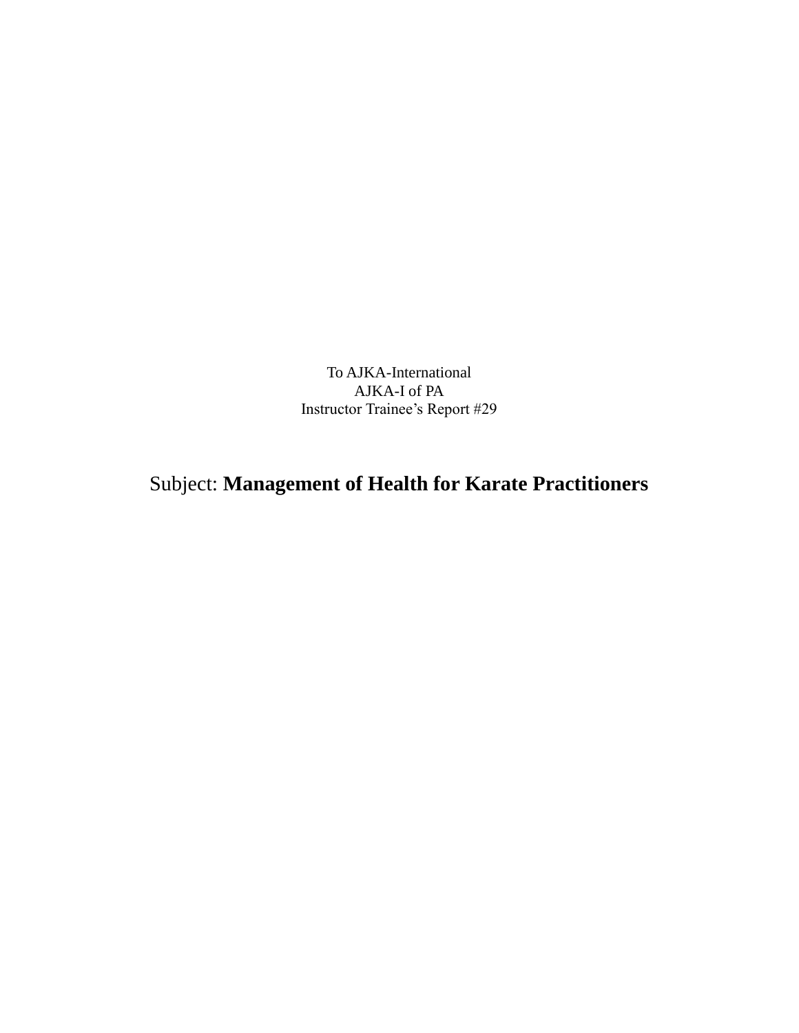To AJKA-International
AJKA-I of PA
Instructor Trainee’s Report #29

Subject: **Management of Health for Karate Practitioners**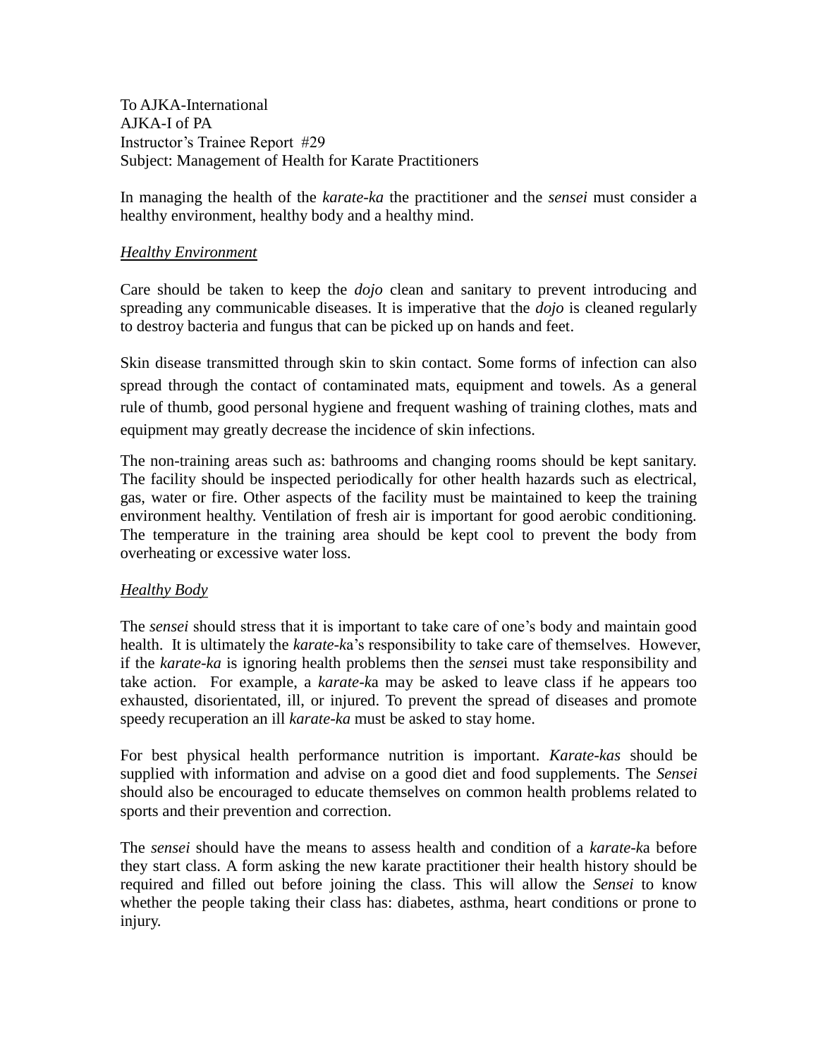To AJKA-International
AJKA-I of PA
Instructor's Trainee Report #29
Subject: Management of Health for Karate Practitioners

In managing the health of the *karate-ka* the practitioner and the *sensei* must consider a healthy environment, healthy body and a healthy mind.

*Healthy Environment*

Care should be taken to keep the *dojo* clean and sanitary to prevent introducing and spreading any communicable diseases. It is imperative that the *dojo* is cleaned regularly to destroy bacteria and fungus that can be picked up on hands and feet.

Skin disease transmitted through skin to skin contact. Some forms of infection can also spread through the contact of contaminated mats, equipment and towels. As a general rule of thumb, good personal hygiene and frequent washing of training clothes, mats and equipment may greatly decrease the incidence of skin infections.

The non-training areas such as: bathrooms and changing rooms should be kept sanitary. The facility should be inspected periodically for other health hazards such as electrical, gas, water or fire. Other aspects of the facility must be maintained to keep the training environment healthy. Ventilation of fresh air is important for good aerobic conditioning. The temperature in the training area should be kept cool to prevent the body from overheating or excessive water loss.

*Healthy Body*

The *sensei* should stress that it is important to take care of one's body and maintain good health. It is ultimately the *karate-ka*'s responsibility to take care of themselves. However, if the *karate-ka* is ignoring health problems then the *sensei* must take responsibility and take action. For example, a *karate-ka* may be asked to leave class if he appears too exhausted, disorientated, ill, or injured. To prevent the spread of diseases and promote speedy recuperation an ill *karate-ka* must be asked to stay home.

For best physical health performance nutrition is important. *Karate-kas* should be supplied with information and advise on a good diet and food supplements. The *Sensei* should also be encouraged to educate themselves on common health problems related to sports and their prevention and correction.

The *sensei* should have the means to assess health and condition of a *karate-ka* before they start class. A form asking the new karate practitioner their health history should be required and filled out before joining the class. This will allow the *Sensei* to know whether the people taking their class has: diabetes, asthma, heart conditions or prone to injury.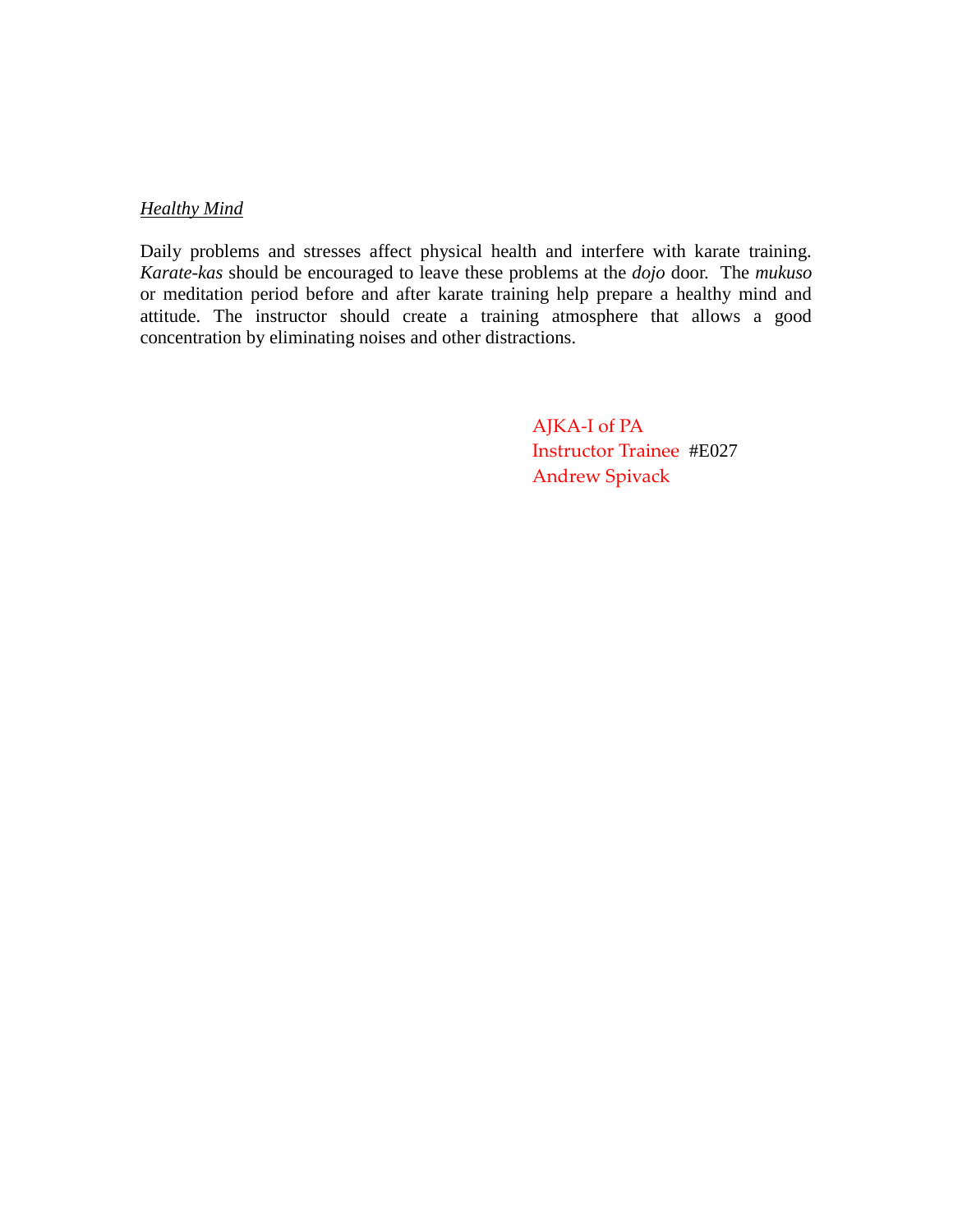*Healthy Mind*

Daily problems and stresses affect physical health and interfere with karate training. *Karate-kas* should be encouraged to leave these problems at the *dojo* door. The *mukuso* or meditation period before and after karate training help prepare a healthy mind and attitude. The instructor should create a training atmosphere that allows a good concentration by eliminating noises and other distractions.

AJKA-I of PA
Instructor Trainee #E027
Andrew Spivack